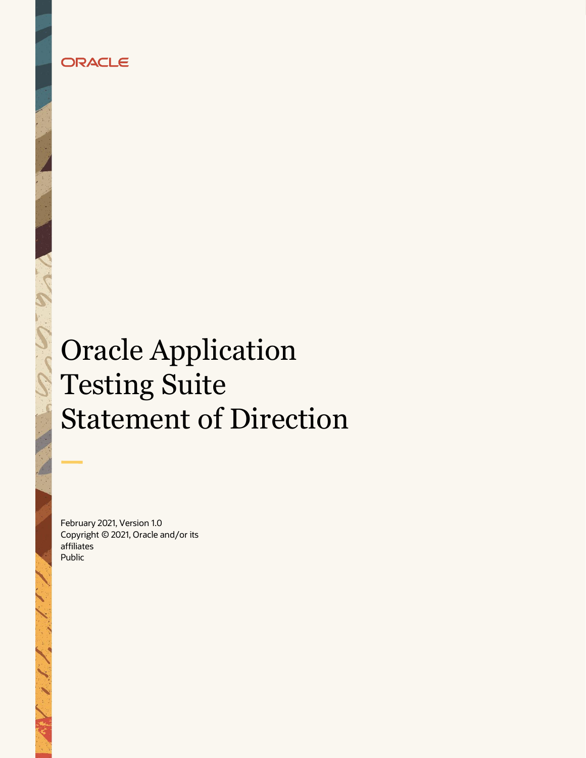ORACLE

# Oracle Application Testing Suite Statement of Direction

February 2021, Version 1.0
Copyright © 2021, Oracle and/or its affiliates
Public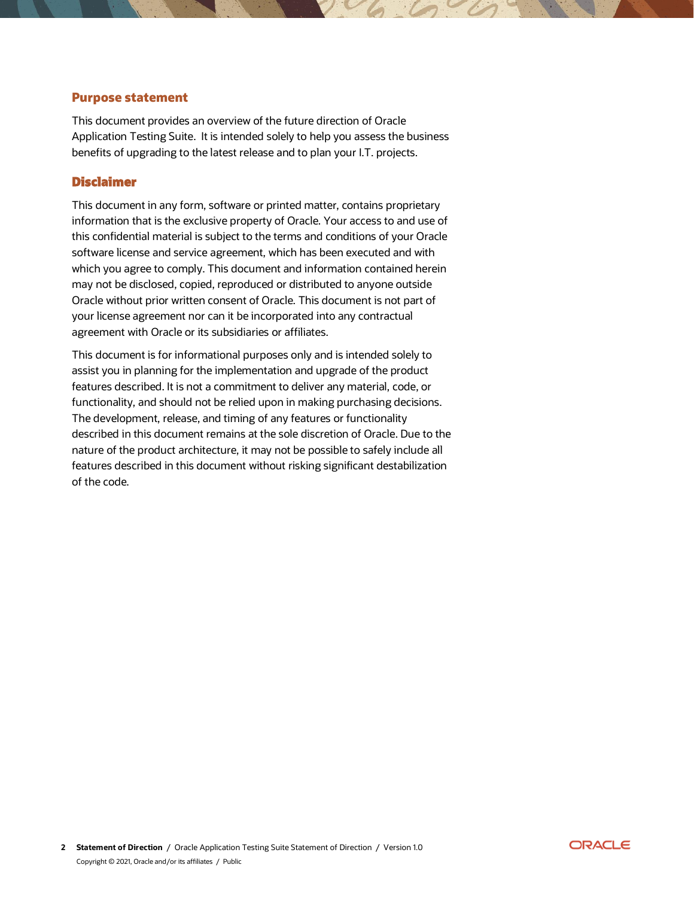## Purpose statement

This document provides an overview of the future direction of Oracle Application Testing Suite. It is intended solely to help you assess the business benefits of upgrading to the latest release and to plan your I.T. projects.

## Disclaimer

This document in any form, software or printed matter, contains proprietary information that is the exclusive property of Oracle. Your access to and use of this confidential material is subject to the terms and conditions of your Oracle software license and service agreement, which has been executed and with which you agree to comply. This document and information contained herein may not be disclosed, copied, reproduced or distributed to anyone outside Oracle without prior written consent of Oracle. This document is not part of your license agreement nor can it be incorporated into any contractual agreement with Oracle or its subsidiaries or affiliates.

This document is for informational purposes only and is intended solely to assist you in planning for the implementation and upgrade of the product features described. It is not a commitment to deliver any material, code, or functionality, and should not be relied upon in making purchasing decisions. The development, release, and timing of any features or functionality described in this document remains at the sole discretion of Oracle. Due to the nature of the product architecture, it may not be possible to safely include all features described in this document without risking significant destabilization of the code.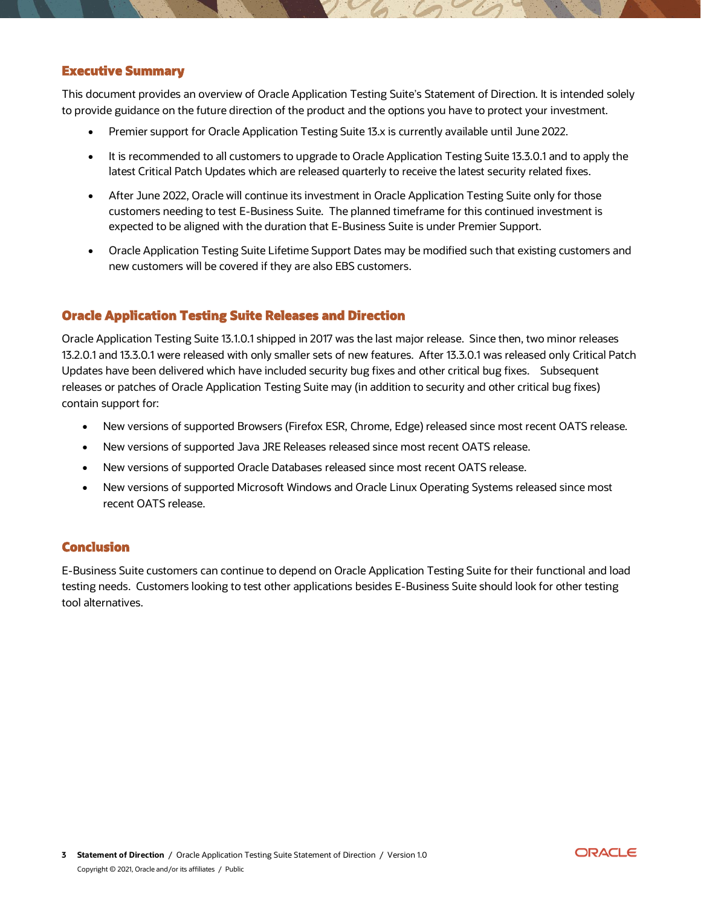## Executive Summary

This document provides an overview of Oracle Application Testing Suite's Statement of Direction. It is intended solely to provide guidance on the future direction of the product and the options you have to protect your investment.

- Premier support for Oracle Application Testing Suite 13.x is currently available until June 2022.
- It is recommended to all customers to upgrade to Oracle Application Testing Suite 13.3.0.1 and to apply the latest Critical Patch Updates which are released quarterly to receive the latest security related fixes.
- After June 2022, Oracle will continue its investment in Oracle Application Testing Suite only for those customers needing to test E-Business Suite. The planned timeframe for this continued investment is expected to be aligned with the duration that E-Business Suite is under Premier Support.
- Oracle Application Testing Suite Lifetime Support Dates may be modified such that existing customers and new customers will be covered if they are also EBS customers.

## Oracle Application Testing Suite Releases and Direction

Oracle Application Testing Suite 13.1.0.1 shipped in 2017 was the last major release. Since then, two minor releases 13.2.0.1 and 13.3.0.1 were released with only smaller sets of new features. After 13.3.0.1 was released only Critical Patch Updates have been delivered which have included security bug fixes and other critical bug fixes. Subsequent releases or patches of Oracle Application Testing Suite may (in addition to security and other critical bug fixes) contain support for:

- New versions of supported Browsers (Firefox ESR, Chrome, Edge) released since most recent OATS release.
- New versions of supported Java JRE Releases released since most recent OATS release.
- New versions of supported Oracle Databases released since most recent OATS release.
- New versions of supported Microsoft Windows and Oracle Linux Operating Systems released since most recent OATS release.

## Conclusion

E-Business Suite customers can continue to depend on Oracle Application Testing Suite for their functional and load testing needs. Customers looking to test other applications besides E-Business Suite should look for other testing tool alternatives.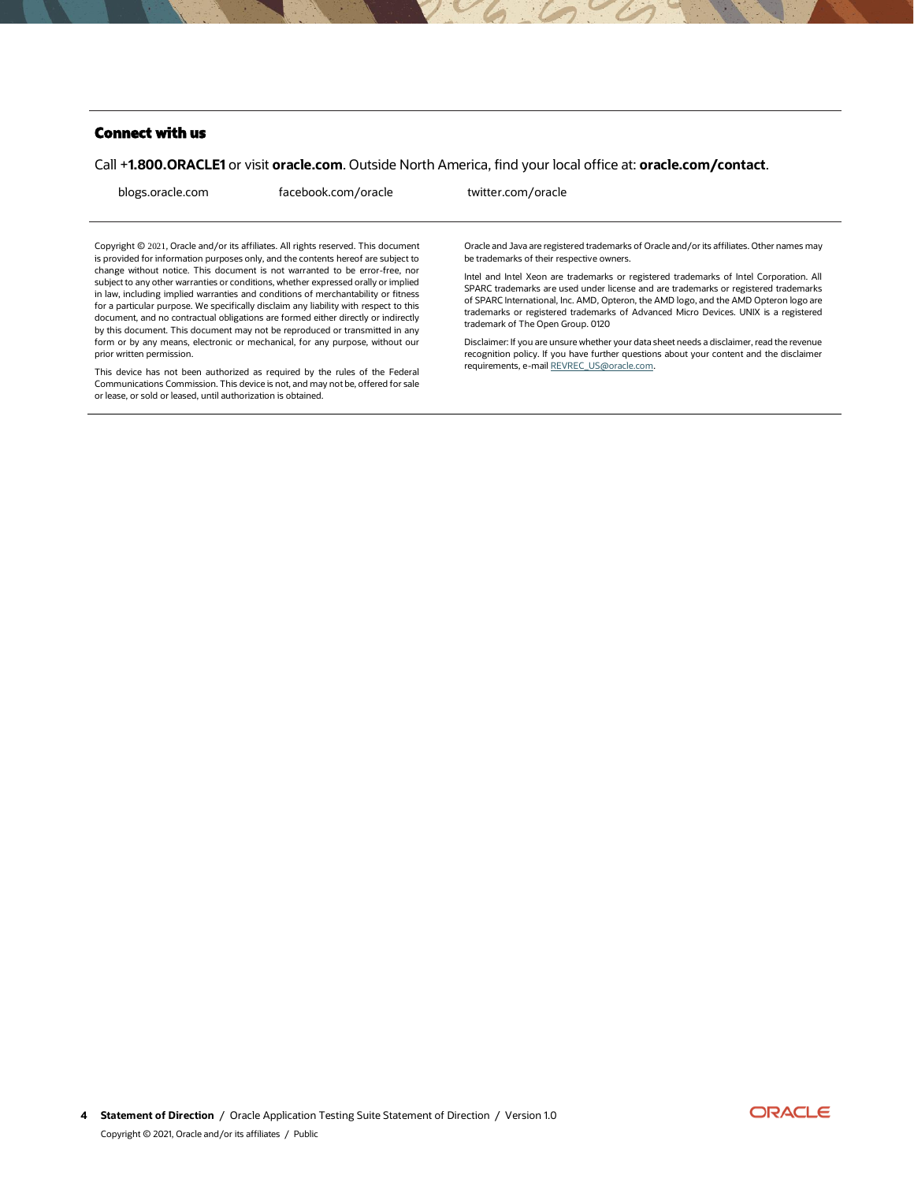## Connect with us

Call **+1.800.ORACLE1** or visit **oracle.com**. Outside North America, find your local office at: **oracle.com/contact**.

blogs.oracle.com    facebook.com/oracle    twitter.com/oracle

Copyright © 2021, Oracle and/or its affiliates. All rights reserved. This document is provided for information purposes only, and the contents hereof are subject to change without notice. This document is not warranted to be error-free, nor subject to any other warranties or conditions, whether expressed orally or implied in law, including implied warranties and conditions of merchantability or fitness for a particular purpose. We specifically disclaim any liability with respect to this document, and no contractual obligations are formed either directly or indirectly by this document. This document may not be reproduced or transmitted in any form or by any means, electronic or mechanical, for any purpose, without our prior written permission.

This device has not been authorized as required by the rules of the Federal Communications Commission. This device is not, and may not be, offered for sale or lease, or sold or leased, until authorization is obtained.

Oracle and Java are registered trademarks of Oracle and/or its affiliates. Other names may be trademarks of their respective owners.

Intel and Intel Xeon are trademarks or registered trademarks of Intel Corporation. All SPARC trademarks are used under license and are trademarks or registered trademarks of SPARC International, Inc. AMD, Opteron, the AMD logo, and the AMD Opteron logo are trademarks or registered trademarks of Advanced Micro Devices. UNIX is a registered trademark of The Open Group. 0120

Disclaimer: If you are unsure whether your data sheet needs a disclaimer, read the revenue recognition policy. If you have further questions about your content and the disclaimer requirements, e-mail REVREC_US@oracle.com.